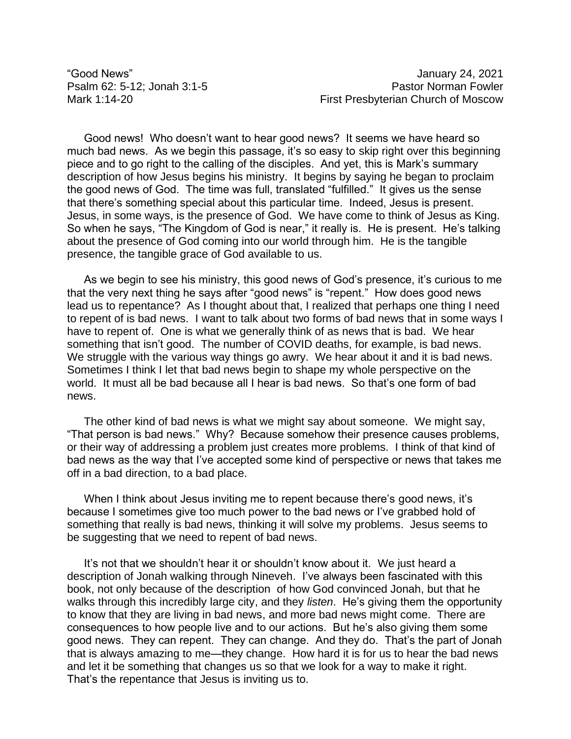“Good News” January 24, 2021
Psalm 62: 5-12; Jonah 3:1-5 Pastor Norman Fowler
Mark 1:14-20 First Presbyterian Church of Moscow

Good news! Who doesn’t want to hear good news? It seems we have heard so much bad news. As we begin this passage, it’s so easy to skip right over this beginning piece and to go right to the calling of the disciples. And yet, this is Mark’s summary description of how Jesus begins his ministry. It begins by saying he began to proclaim the good news of God. The time was full, translated “fulfilled.” It gives us the sense that there’s something special about this particular time. Indeed, Jesus is present. Jesus, in some ways, is the presence of God. We have come to think of Jesus as King. So when he says, “The Kingdom of God is near,” it really is. He is present. He’s talking about the presence of God coming into our world through him. He is the tangible presence, the tangible grace of God available to us.

As we begin to see his ministry, this good news of God’s presence, it’s curious to me that the very next thing he says after “good news” is “repent.” How does good news lead us to repentance? As I thought about that, I realized that perhaps one thing I need to repent of is bad news. I want to talk about two forms of bad news that in some ways I have to repent of. One is what we generally think of as news that is bad. We hear something that isn’t good. The number of COVID deaths, for example, is bad news. We struggle with the various way things go awry. We hear about it and it is bad news. Sometimes I think I let that bad news begin to shape my whole perspective on the world. It must all be bad because all I hear is bad news. So that’s one form of bad news.

The other kind of bad news is what we might say about someone. We might say, “That person is bad news.” Why? Because somehow their presence causes problems, or their way of addressing a problem just creates more problems. I think of that kind of bad news as the way that I’ve accepted some kind of perspective or news that takes me off in a bad direction, to a bad place.

When I think about Jesus inviting me to repent because there’s good news, it’s because I sometimes give too much power to the bad news or I’ve grabbed hold of something that really is bad news, thinking it will solve my problems. Jesus seems to be suggesting that we need to repent of bad news.

It’s not that we shouldn’t hear it or shouldn’t know about it. We just heard a description of Jonah walking through Nineveh. I’ve always been fascinated with this book, not only because of the description of how God convinced Jonah, but that he walks through this incredibly large city, and they *listen*. He’s giving them the opportunity to know that they are living in bad news, and more bad news might come. There are consequences to how people live and to our actions. But he’s also giving them some good news. They can repent. They can change. And they do. That’s the part of Jonah that is always amazing to me—they change. How hard it is for us to hear the bad news and let it be something that changes us so that we look for a way to make it right. That’s the repentance that Jesus is inviting us to.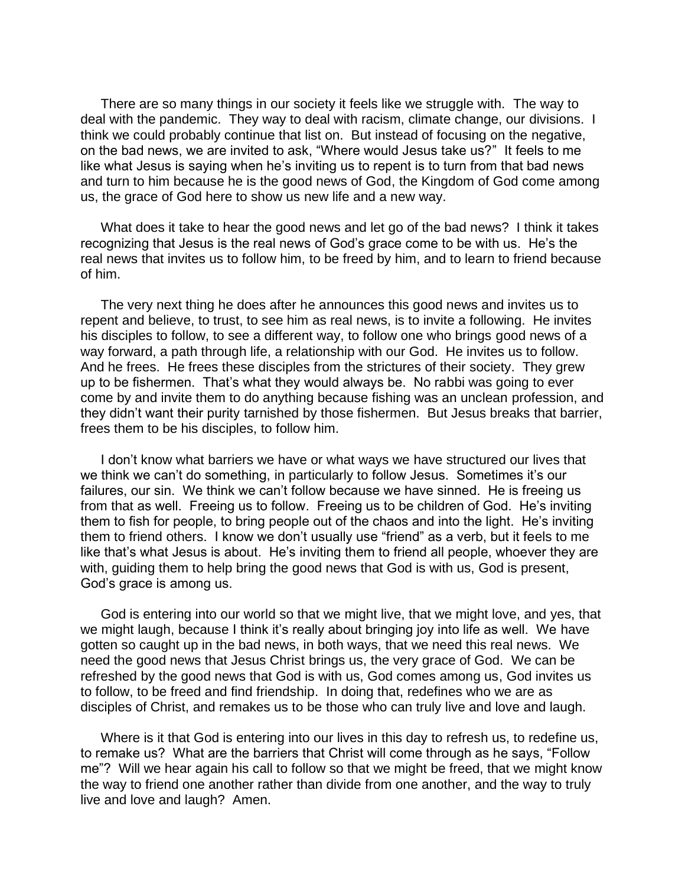There are so many things in our society it feels like we struggle with. The way to deal with the pandemic. They way to deal with racism, climate change, our divisions. I think we could probably continue that list on. But instead of focusing on the negative, on the bad news, we are invited to ask, "Where would Jesus take us?" It feels to me like what Jesus is saying when he's inviting us to repent is to turn from that bad news and turn to him because he is the good news of God, the Kingdom of God come among us, the grace of God here to show us new life and a new way.

What does it take to hear the good news and let go of the bad news? I think it takes recognizing that Jesus is the real news of God's grace come to be with us. He's the real news that invites us to follow him, to be freed by him, and to learn to friend because of him.

The very next thing he does after he announces this good news and invites us to repent and believe, to trust, to see him as real news, is to invite a following. He invites his disciples to follow, to see a different way, to follow one who brings good news of a way forward, a path through life, a relationship with our God. He invites us to follow. And he frees. He frees these disciples from the strictures of their society. They grew up to be fishermen. That's what they would always be. No rabbi was going to ever come by and invite them to do anything because fishing was an unclean profession, and they didn't want their purity tarnished by those fishermen. But Jesus breaks that barrier, frees them to be his disciples, to follow him.

I don't know what barriers we have or what ways we have structured our lives that we think we can't do something, in particularly to follow Jesus. Sometimes it's our failures, our sin. We think we can't follow because we have sinned. He is freeing us from that as well. Freeing us to follow. Freeing us to be children of God. He's inviting them to fish for people, to bring people out of the chaos and into the light. He's inviting them to friend others. I know we don't usually use "friend" as a verb, but it feels to me like that's what Jesus is about. He's inviting them to friend all people, whoever they are with, guiding them to help bring the good news that God is with us, God is present, God's grace is among us.

God is entering into our world so that we might live, that we might love, and yes, that we might laugh, because I think it's really about bringing joy into life as well. We have gotten so caught up in the bad news, in both ways, that we need this real news. We need the good news that Jesus Christ brings us, the very grace of God. We can be refreshed by the good news that God is with us, God comes among us, God invites us to follow, to be freed and find friendship. In doing that, redefines who we are as disciples of Christ, and remakes us to be those who can truly live and love and laugh.

Where is it that God is entering into our lives in this day to refresh us, to redefine us, to remake us? What are the barriers that Christ will come through as he says, "Follow me"? Will we hear again his call to follow so that we might be freed, that we might know the way to friend one another rather than divide from one another, and the way to truly live and love and laugh? Amen.